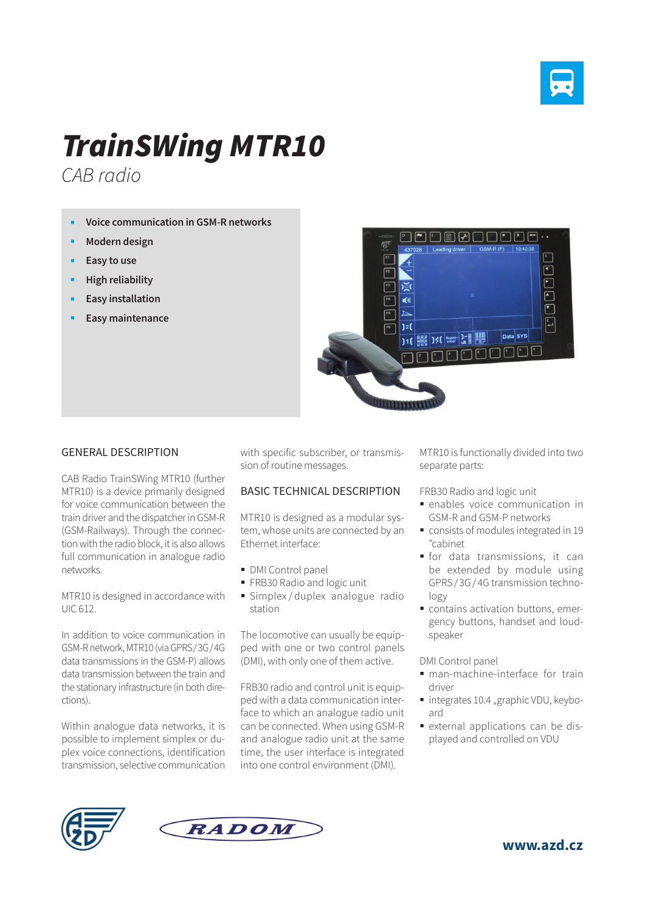# TrainSWing MTR10

*CAB radio*

- **Voice communication in GSM-R networks**
- **Modern design**
- **Easy to use**
- **High reliability**
- **Easy installation**
- **Easy maintenance**

## GENERAL DESCRIPTION

CAB Radio TrainSWing MTR10 (further MTR10) is a device primarily designed for voice communication between the train driver and the dispatcher in GSM-R (GSM-Railways). Through the connection with the radio block, it is also allows full communication in analogue radio networks.

MTR10 is designed in accordance with UIC 612.

In addition to voice communication in GSM-R network, MTR10 (via GPRS / 3G / 4G data transmissions in the GSM-P) allows data transmission between the train and the stationary infrastructure (in both directions).

Within analogue data networks, it is possible to implement simplex or duplex voice connections, identification transmission, selective communication with specific subscriber, or transmission of routine messages.

## BASIC TECHNICAL DESCRIPTION

MTR10 is designed as a modular system, whose units are connected by an Ethernet interface:

- DMI Control panel
- FRB30 Radio and logic unit
- Simplex / duplex analogue radio station

The locomotive can usually be equipped with one or two control panels (DMI), with only one of them active.

FRB30 radio and control unit is equipped with a data communication interface to which an analogue radio unit can be connected. When using GSM-R and analogue radio unit at the same time, the user interface is integrated into one control environment (DMI).

MTR10 is functionally divided into two separate parts:

FRB30 Radio and logic unit

- enables voice communication in GSM-R and GSM-P networks
- consists of modules integrated in 19 "cabinet
- for data transmissions, it can be extended by module using GPRS / 3G / 4G transmission technology
- contains activation buttons, emergency buttons, handset and loudspeaker

DMI Control panel

- man-machine-interface for train driver
- integrates 10.4 „graphic VDU, keyboard
- external applications can be displayed and controlled on VDU

www.azd.cz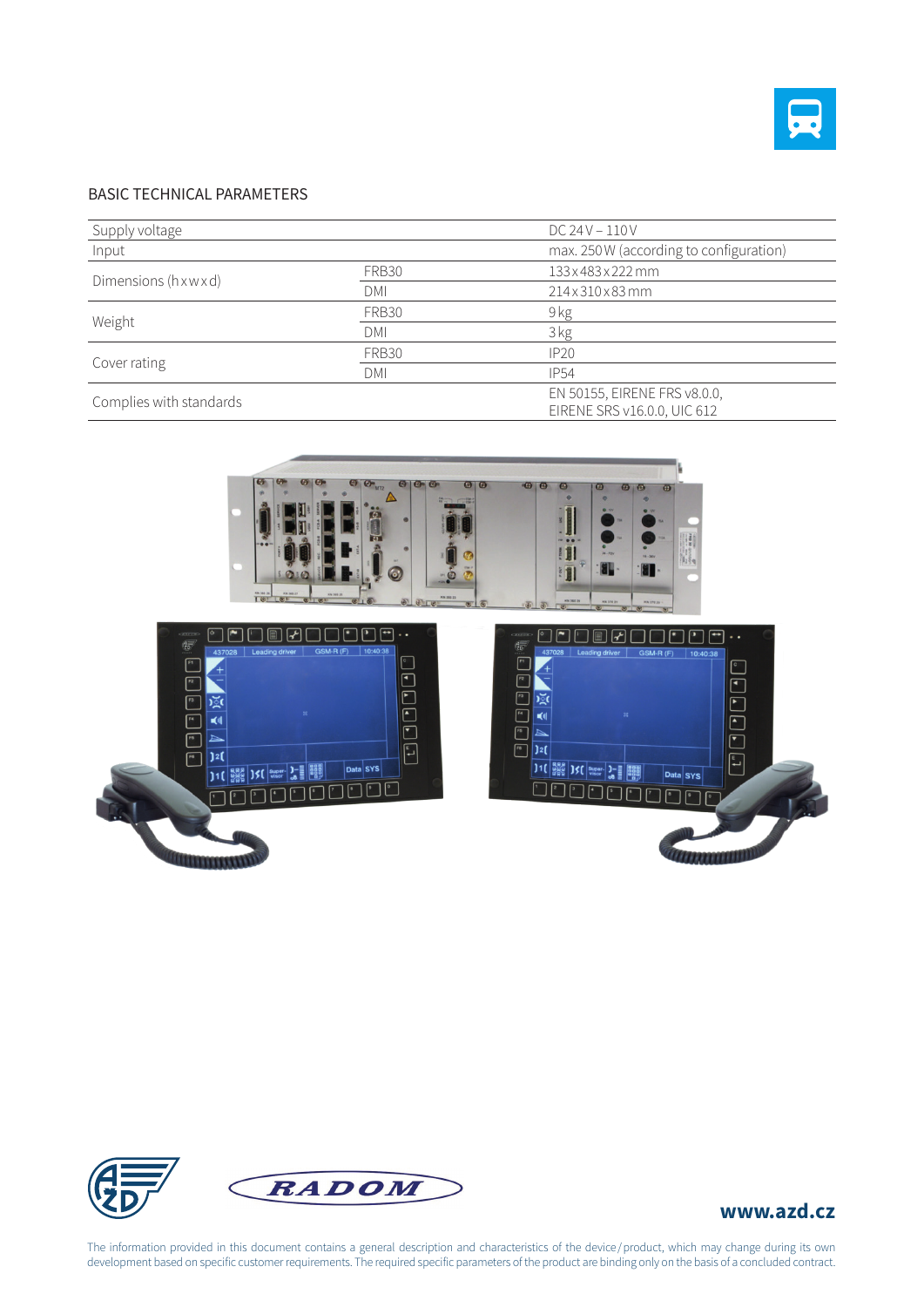## BASIC TECHNICAL PARAMETERS

| | | |
|---|---|---|
| Supply voltage | | DC 24 V – 110 V |
| Input | | max. 250 W (according to configuration) |
| Dimensions (h x w x d) | FRB30 | 133 x 483 x 222 mm |
| | DMI | 214 x 310 x 83 mm |
| Weight | FRB30 | 9 kg |
| | DMI | 3 kg |
| Cover rating | FRB30 | IP20 |
| | DMI | IP54 |
| Complies with standards | | EN 50155, EIRENE FRS v8.0.0, EIRENE SRS v16.0.0, UIC 612 |

www.azd.cz

The information provided in this document contains a general description and characteristics of the device/product, which may change during its own development based on specific customer requirements. The required specific parameters of the product are binding only on the basis of a concluded contract.